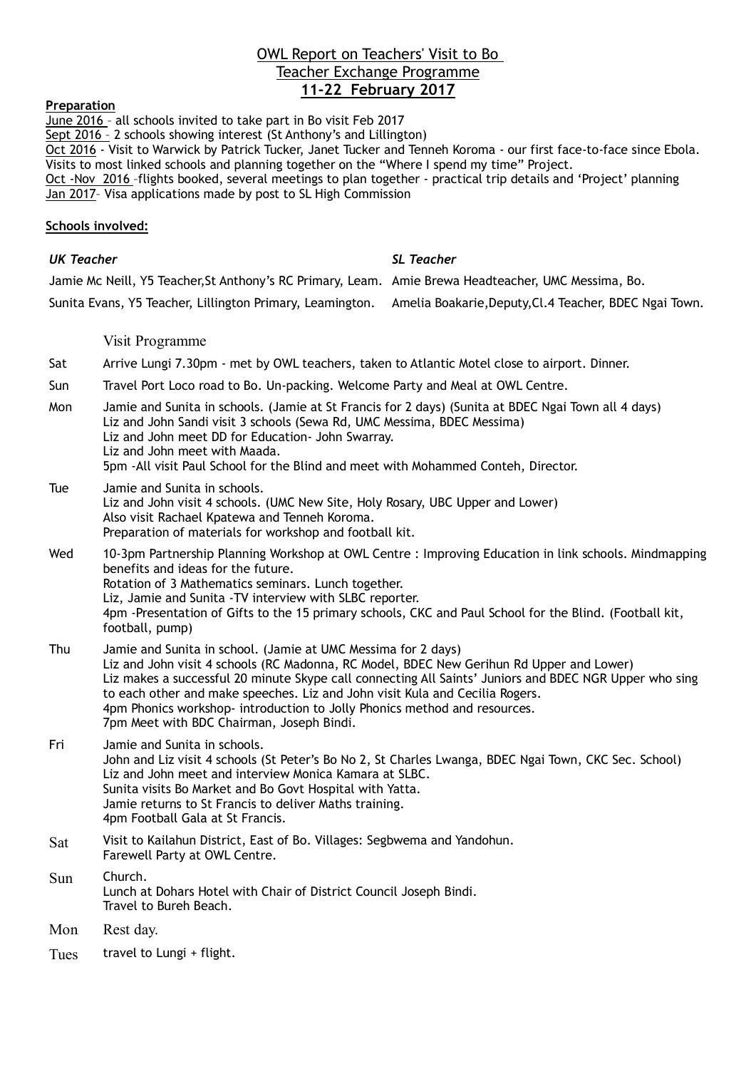# OWL Report on Teachers' Visit to Bo
## Teacher Exchange Programme
## **11-22 February 2017**

**Preparation**

June 2016 – all schools invited to take part in Bo visit Feb 2017
Sept 2016 – 2 schools showing interest (St Anthony's and Lillington)
Oct 2016 - Visit to Warwick by Patrick Tucker, Janet Tucker and Tenneh Koroma - our first face-to-face since Ebola. Visits to most linked schools and planning together on the "Where I spend my time" Project.
Oct -Nov 2016 –flights booked, several meetings to plan together - practical trip details and 'Project' planning
Jan 2017– Visa applications made by post to SL High Commission

**Schools involved:**

| *UK Teacher* | *SL Teacher* |
|---|---|
| Jamie Mc Neill, Y5 Teacher,St Anthony's RC Primary, Leam. | Amie Brewa Headteacher, UMC Messima, Bo. |
| Sunita Evans, Y5 Teacher, Lillington Primary, Leamington. | Amelia Boakarie,Deputy,Cl.4 Teacher, BDEC Ngai Town. |

Visit Programme

| | |
|---|---|
| Sat | Arrive Lungi 7.30pm - met by OWL teachers, taken to Atlantic Motel close to airport. Dinner. |
| Sun | Travel Port Loco road to Bo. Un-packing. Welcome Party and Meal at OWL Centre. |
| Mon | Jamie and Sunita in schools. (Jamie at St Francis for 2 days) (Sunita at BDEC Ngai Town all 4 days)<br>Liz and John Sandi visit 3 schools (Sewa Rd, UMC Messima, BDEC Messima)<br>Liz and John meet DD for Education- John Swarray.<br>Liz and John meet with Maada.<br>5pm -All visit Paul School for the Blind and meet with Mohammed Conteh, Director. |
| Tue | Jamie and Sunita in schools.<br>Liz and John visit 4 schools. (UMC New Site, Holy Rosary, UBC Upper and Lower)<br>Also visit Rachael Kpatewa and Tenneh Koroma.<br>Preparation of materials for workshop and football kit. |
| Wed | 10-3pm Partnership Planning Workshop at OWL Centre : Improving Education in link schools. Mindmapping benefits and ideas for the future.<br>Rotation of 3 Mathematics seminars. Lunch together.<br>Liz, Jamie and Sunita -TV interview with SLBC reporter.<br>4pm -Presentation of Gifts to the 15 primary schools, CKC and Paul School for the Blind. (Football kit, football, pump) |
| Thu | Jamie and Sunita in school. (Jamie at UMC Messima for 2 days)<br>Liz and John visit 4 schools (RC Madonna, RC Model, BDEC New Gerihun Rd Upper and Lower)<br>Liz makes a successful 20 minute Skype call connecting All Saints' Juniors and BDEC NGR Upper who sing to each other and make speeches. Liz and John visit Kula and Cecilia Rogers.<br>4pm Phonics workshop- introduction to Jolly Phonics method and resources.<br>7pm Meet with BDC Chairman, Joseph Bindi. |
| Fri | Jamie and Sunita in schools.<br>John and Liz visit 4 schools (St Peter's Bo No 2, St Charles Lwanga, BDEC Ngai Town, CKC Sec. School)<br>Liz and John meet and interview Monica Kamara at SLBC.<br>Sunita visits Bo Market and Bo Govt Hospital with Yatta.<br>Jamie returns to St Francis to deliver Maths training.<br>4pm Football Gala at St Francis. |
| Sat | Visit to Kailahun District, East of Bo. Villages: Segbwema and Yandohun.<br>Farewell Party at OWL Centre. |
| Sun | Church.<br>Lunch at Dohars Hotel with Chair of District Council Joseph Bindi.<br>Travel to Bureh Beach. |
| Mon | Rest day. |
| Tues | travel to Lungi + flight. |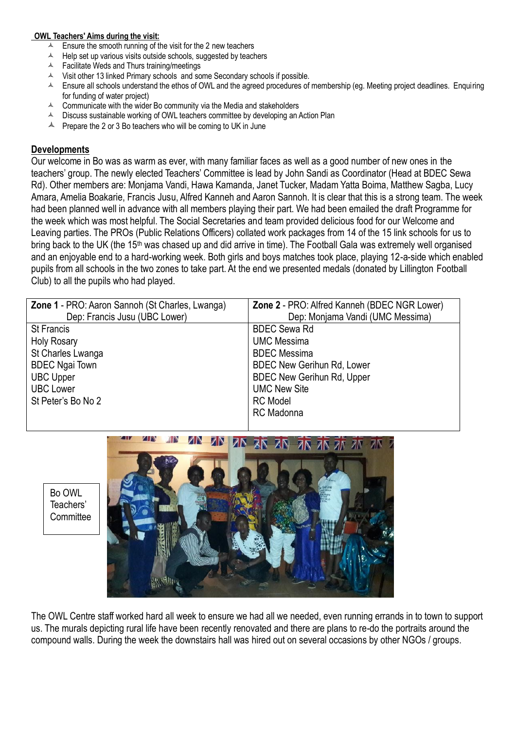**OWL Teachers' Aims during the visit:**

- Ensure the smooth running of the visit for the 2 new teachers
- Help set up various visits outside schools, suggested by teachers
- Facilitate Weds and Thurs training/meetings
- Visit other 13 linked Primary schools and some Secondary schools if possible.
- Ensure all schools understand the ethos of OWL and the agreed procedures of membership (eg. Meeting project deadlines. Enquiring for funding of water project)
- Communicate with the wider Bo community via the Media and stakeholders
- Discuss sustainable working of OWL teachers committee by developing an Action Plan
- Prepare the 2 or 3 Bo teachers who will be coming to UK in June

## Developments

Our welcome in Bo was as warm as ever, with many familiar faces as well as a good number of new ones in the teachers' group. The newly elected Teachers' Committee is lead by John Sandi as Coordinator (Head at BDEC Sewa Rd). Other members are: Monjama Vandi, Hawa Kamanda, Janet Tucker, Madam Yatta Boima, Matthew Sagba, Lucy Amara, Amelia Boakarie, Francis Jusu, Alfred Kanneh and Aaron Sannoh. It is clear that this is a strong team. The week had been planned well in advance with all members playing their part. We had been emailed the draft Programme for the week which was most helpful. The Social Secretaries and team provided delicious food for our Welcome and Leaving parties. The PROs (Public Relations Officers) collated work packages from 14 of the 15 link schools for us to bring back to the UK (the 15th was chased up and did arrive in time). The Football Gala was extremely well organised and an enjoyable end to a hard-working week. Both girls and boys matches took place, playing 12-a-side which enabled pupils from all schools in the two zones to take part. At the end we presented medals (donated by Lillington Football Club) to all the pupils who had played.

| **Zone 1** - PRO: Aaron Sannoh (St Charles, Lwanga) Dep: Francis Jusu (UBC Lower) | **Zone 2** - PRO: Alfred Kanneh (BDEC NGR Lower) Dep: Monjama Vandi (UMC Messima) |
|---|---|
| St Francis | BDEC Sewa Rd |
| Holy Rosary | UMC Messima |
| St Charles Lwanga | BDEC Messima |
| BDEC Ngai Town | BDEC New Gerihun Rd, Lower |
| UBC Upper | BDEC New Gerihun Rd, Upper |
| UBC Lower | UMC New Site |
| St Peter's Bo No 2 | RC Model |
| | RC Madonna |

Bo OWL Teachers' Committee

The OWL Centre staff worked hard all week to ensure we had all we needed, even running errands in to town to support us. The murals depicting rural life have been recently renovated and there are plans to re-do the portraits around the compound walls. During the week the downstairs hall was hired out on several occasions by other NGOs / groups.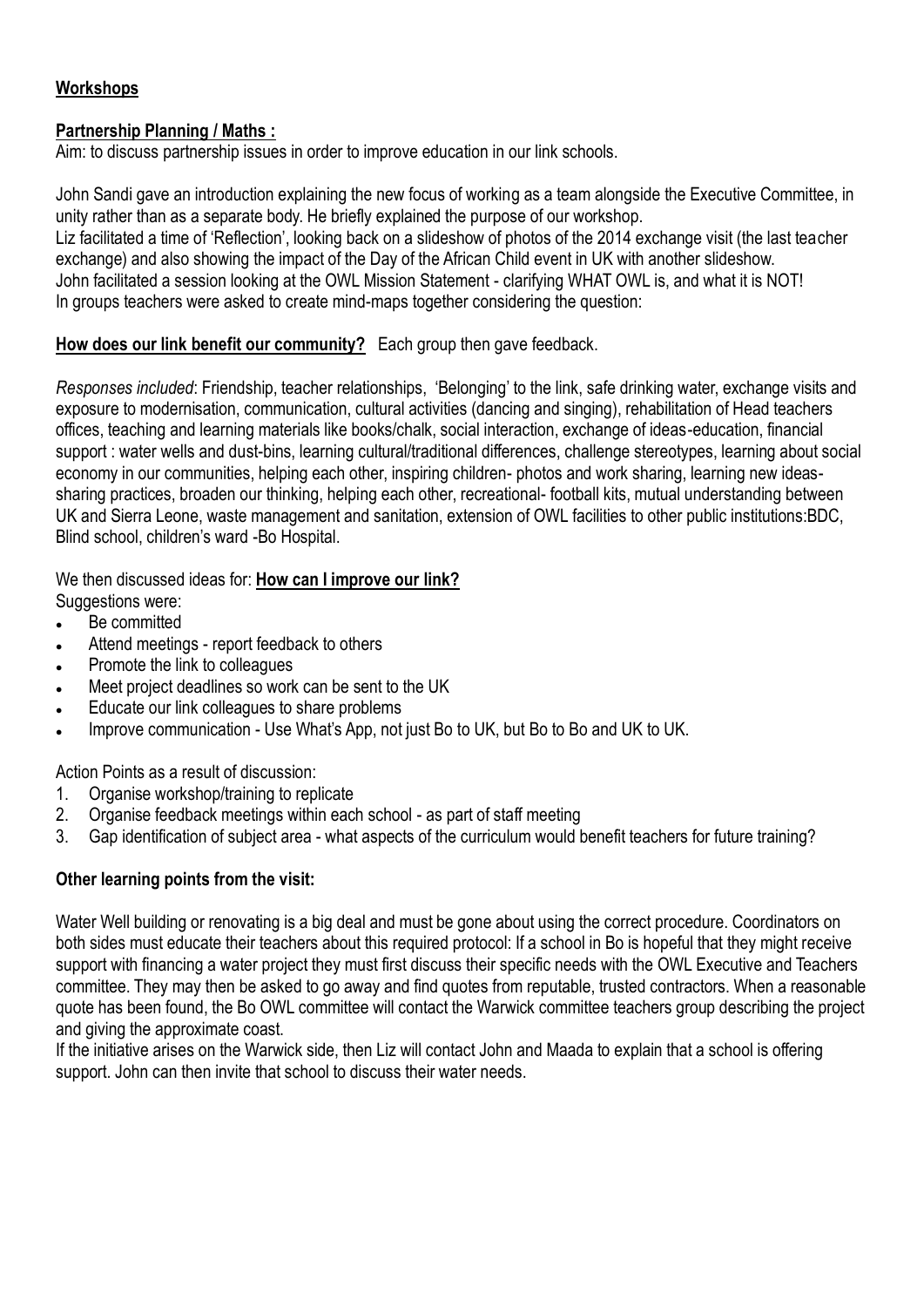**Workshops**

**Partnership Planning / Maths :**

Aim: to discuss partnership issues in order to improve education in our link schools.

John Sandi gave an introduction explaining the new focus of working as a team alongside the Executive Committee, in unity rather than as a separate body. He briefly explained the purpose of our workshop.

Liz facilitated a time of 'Reflection', looking back on a slideshow of photos of the 2014 exchange visit (the last teacher exchange) and also showing the impact of the Day of the African Child event in UK with another slideshow.

John facilitated a session looking at the OWL Mission Statement - clarifying WHAT OWL is, and what it is NOT!

In groups teachers were asked to create mind-maps together considering the question:

**How does our link benefit our community?** Each group then gave feedback.

*Responses included*: Friendship, teacher relationships, 'Belonging' to the link, safe drinking water, exchange visits and exposure to modernisation, communication, cultural activities (dancing and singing), rehabilitation of Head teachers offices, teaching and learning materials like books/chalk, social interaction, exchange of ideas-education, financial support : water wells and dust-bins, learning cultural/traditional differences, challenge stereotypes, learning about social economy in our communities, helping each other, inspiring children- photos and work sharing, learning new ideas-sharing practices, broaden our thinking, helping each other, recreational- football kits, mutual understanding between UK and Sierra Leone, waste management and sanitation, extension of OWL facilities to other public institutions:BDC, Blind school, children's ward -Bo Hospital.

We then discussed ideas for: **How can I improve our link?**

Suggestions were:

- Be committed
- Attend meetings - report feedback to others
- Promote the link to colleagues
- Meet project deadlines so work can be sent to the UK
- Educate our link colleagues to share problems
- Improve communication - Use What's App, not just Bo to UK, but Bo to Bo and UK to UK.

Action Points as a result of discussion:

1. Organise workshop/training to replicate
2. Organise feedback meetings within each school - as part of staff meeting
3. Gap identification of subject area - what aspects of the curriculum would benefit teachers for future training?

**Other learning points from the visit:**

Water Well building or renovating is a big deal and must be gone about using the correct procedure. Coordinators on both sides must educate their teachers about this required protocol: If a school in Bo is hopeful that they might receive support with financing a water project they must first discuss their specific needs with the OWL Executive and Teachers committee. They may then be asked to go away and find quotes from reputable, trusted contractors. When a reasonable quote has been found, the Bo OWL committee will contact the Warwick committee teachers group describing the project and giving the approximate coast.

If the initiative arises on the Warwick side, then Liz will contact John and Maada to explain that a school is offering support. John can then invite that school to discuss their water needs.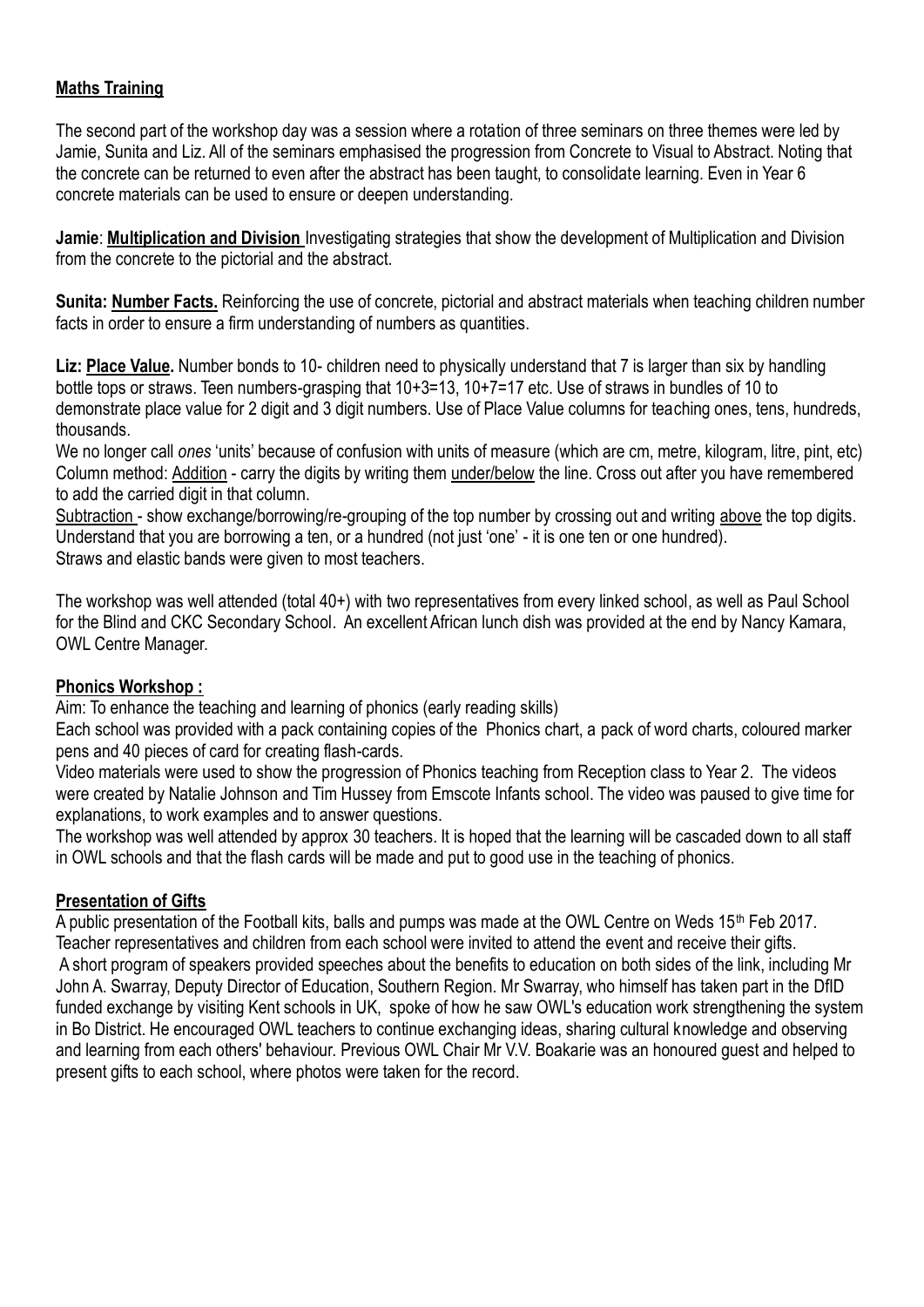## Maths Training

The second part of the workshop day was a session where a rotation of three seminars on three themes were led by Jamie, Sunita and Liz. All of the seminars emphasised the progression from Concrete to Visual to Abstract. Noting that the concrete can be returned to even after the abstract has been taught, to consolidate learning. Even in Year 6 concrete materials can be used to ensure or deepen understanding.

**Jamie**: **Multiplication and Division** Investigating strategies that show the development of Multiplication and Division from the concrete to the pictorial and the abstract.

**Sunita: Number Facts.** Reinforcing the use of concrete, pictorial and abstract materials when teaching children number facts in order to ensure a firm understanding of numbers as quantities.

**Liz: Place Value.** Number bonds to 10- children need to physically understand that 7 is larger than six by handling bottle tops or straws. Teen numbers-grasping that 10+3=13, 10+7=17 etc. Use of straws in bundles of 10 to demonstrate place value for 2 digit and 3 digit numbers. Use of Place Value columns for teaching ones, tens, hundreds, thousands.

We no longer call *ones* 'units' because of confusion with units of measure (which are cm, metre, kilogram, litre, pint, etc)

Column method: Addition - carry the digits by writing them under/below the line. Cross out after you have remembered to add the carried digit in that column.

Subtraction - show exchange/borrowing/re-grouping of the top number by crossing out and writing above the top digits. Understand that you are borrowing a ten, or a hundred (not just 'one' - it is one ten or one hundred).

Straws and elastic bands were given to most teachers.

The workshop was well attended (total 40+) with two representatives from every linked school, as well as Paul School for the Blind and CKC Secondary School. An excellent African lunch dish was provided at the end by Nancy Kamara, OWL Centre Manager.

## Phonics Workshop :

Aim: To enhance the teaching and learning of phonics (early reading skills)

Each school was provided with a pack containing copies of the Phonics chart, a pack of word charts, coloured marker pens and 40 pieces of card for creating flash-cards.

Video materials were used to show the progression of Phonics teaching from Reception class to Year 2. The videos were created by Natalie Johnson and Tim Hussey from Emscote Infants school. The video was paused to give time for explanations, to work examples and to answer questions.

The workshop was well attended by approx 30 teachers. It is hoped that the learning will be cascaded down to all staff in OWL schools and that the flash cards will be made and put to good use in the teaching of phonics.

## Presentation of Gifts

A public presentation of the Football kits, balls and pumps was made at the OWL Centre on Weds 15th Feb 2017. Teacher representatives and children from each school were invited to attend the event and receive their gifts.

A short program of speakers provided speeches about the benefits to education on both sides of the link, including Mr John A. Swarray, Deputy Director of Education, Southern Region. Mr Swarray, who himself has taken part in the DfID funded exchange by visiting Kent schools in UK, spoke of how he saw OWL's education work strengthening the system in Bo District. He encouraged OWL teachers to continue exchanging ideas, sharing cultural knowledge and observing and learning from each others' behaviour. Previous OWL Chair Mr V.V. Boakarie was an honoured guest and helped to present gifts to each school, where photos were taken for the record.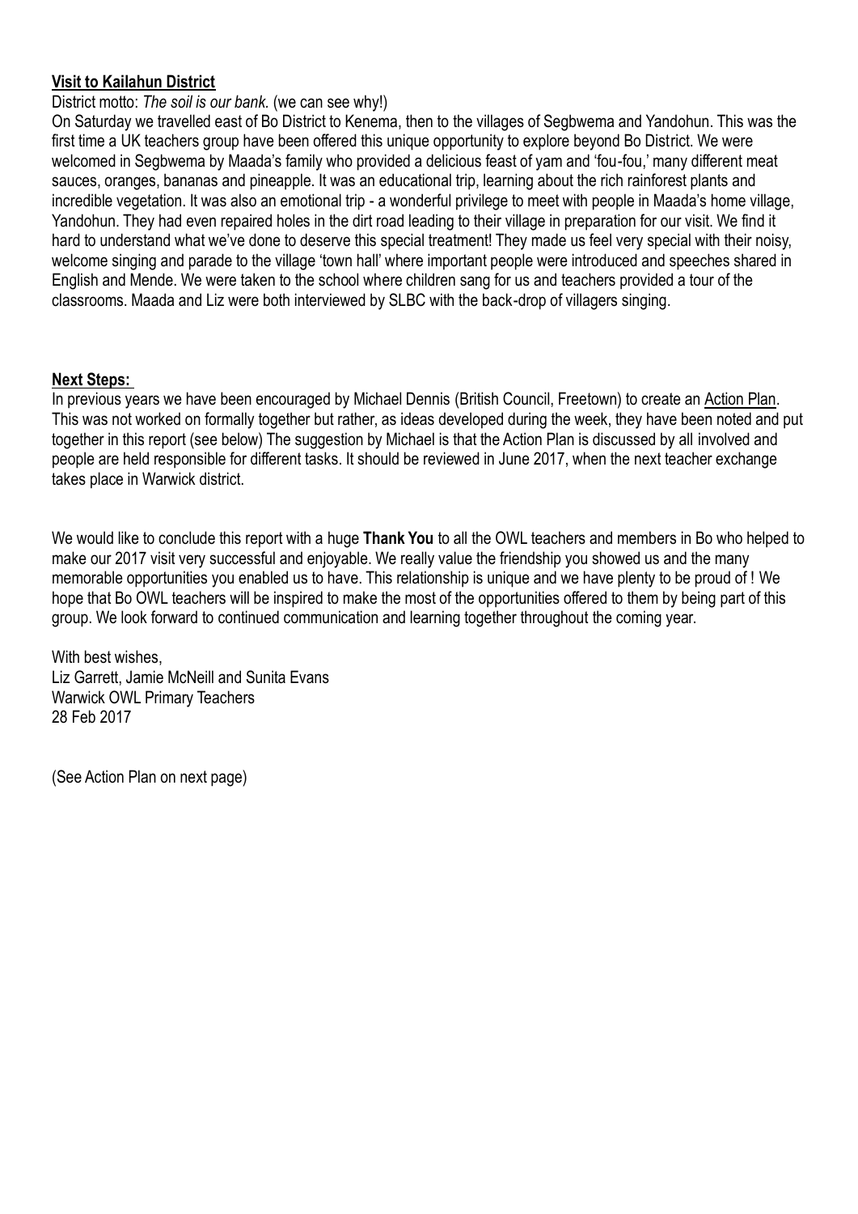**Visit to Kailahun District**

District motto: *The soil is our bank.* (we can see why!)

On Saturday we travelled east of Bo District to Kenema, then to the villages of Segbwema and Yandohun. This was the first time a UK teachers group have been offered this unique opportunity to explore beyond Bo District. We were welcomed in Segbwema by Maada's family who provided a delicious feast of yam and 'fou-fou,' many different meat sauces, oranges, bananas and pineapple. It was an educational trip, learning about the rich rainforest plants and incredible vegetation. It was also an emotional trip - a wonderful privilege to meet with people in Maada's home village, Yandohun. They had even repaired holes in the dirt road leading to their village in preparation for our visit. We find it hard to understand what we've done to deserve this special treatment! They made us feel very special with their noisy, welcome singing and parade to the village 'town hall' where important people were introduced and speeches shared in English and Mende. We were taken to the school where children sang for us and teachers provided a tour of the classrooms. Maada and Liz were both interviewed by SLBC with the back-drop of villagers singing.

**Next Steps:**

In previous years we have been encouraged by Michael Dennis (British Council, Freetown) to create an Action Plan. This was not worked on formally together but rather, as ideas developed during the week, they have been noted and put together in this report (see below) The suggestion by Michael is that the Action Plan is discussed by all involved and people are held responsible for different tasks. It should be reviewed in June 2017, when the next teacher exchange takes place in Warwick district.

We would like to conclude this report with a huge **Thank You** to all the OWL teachers and members in Bo who helped to make our 2017 visit very successful and enjoyable. We really value the friendship you showed us and the many memorable opportunities you enabled us to have. This relationship is unique and we have plenty to be proud of ! We hope that Bo OWL teachers will be inspired to make the most of the opportunities offered to them by being part of this group. We look forward to continued communication and learning together throughout the coming year.

With best wishes,
Liz Garrett, Jamie McNeill and Sunita Evans
Warwick OWL Primary Teachers
28 Feb 2017

(See Action Plan on next page)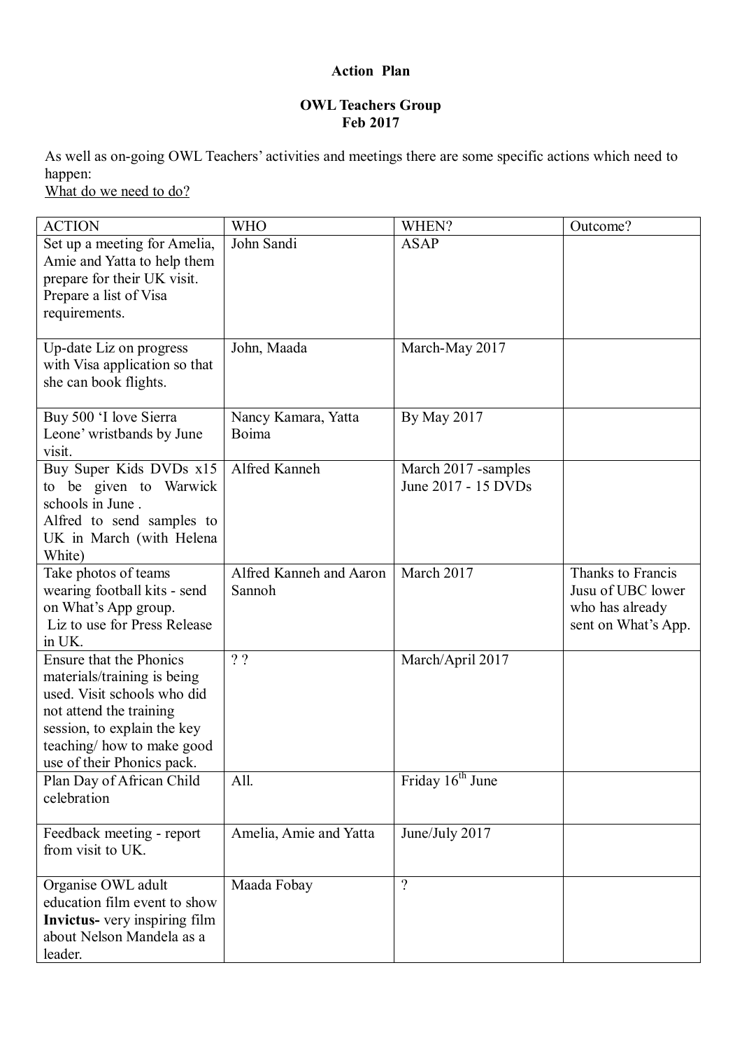**Action Plan**

**OWL Teachers Group**
**Feb 2017**

As well as on-going OWL Teachers' activities and meetings there are some specific actions which need to happen:

What do we need to do?

| ACTION | WHO | WHEN? | Outcome? |
| --- | --- | --- | --- |
| Set up a meeting for Amelia, Amie and Yatta to help them prepare for their UK visit. Prepare a list of Visa requirements. | John Sandi | ASAP | |
| Up-date Liz on progress with Visa application so that she can book flights. | John, Maada | March-May 2017 | |
| Buy 500 'I love Sierra Leone' wristbands by June visit. | Nancy Kamara, Yatta Boima | By May 2017 | |
| Buy Super Kids DVDs x15 to be given to Warwick schools in June . Alfred to send samples to UK in March (with Helena White) | Alfred Kanneh | March 2017 -samples June 2017 - 15 DVDs | |
| Take photos of teams wearing football kits - send on What's App group. Liz to use for Press Release in UK. | Alfred Kanneh and Aaron Sannoh | March 2017 | Thanks to Francis Jusu of UBC lower who has already sent on What's App. |
| Ensure that the Phonics materials/training is being used. Visit schools who did not attend the training session, to explain the key teaching/ how to make good use of their Phonics pack. | ? ? | March/April 2017 | |
| Plan Day of African Child celebration | All. | Friday 16th June | |
| Feedback meeting - report from visit to UK. | Amelia, Amie and Yatta | June/July 2017 | |
| Organise OWL adult education film event to show **Invictus-** very inspiring film about Nelson Mandela as a leader. | Maada Fobay | ? | |